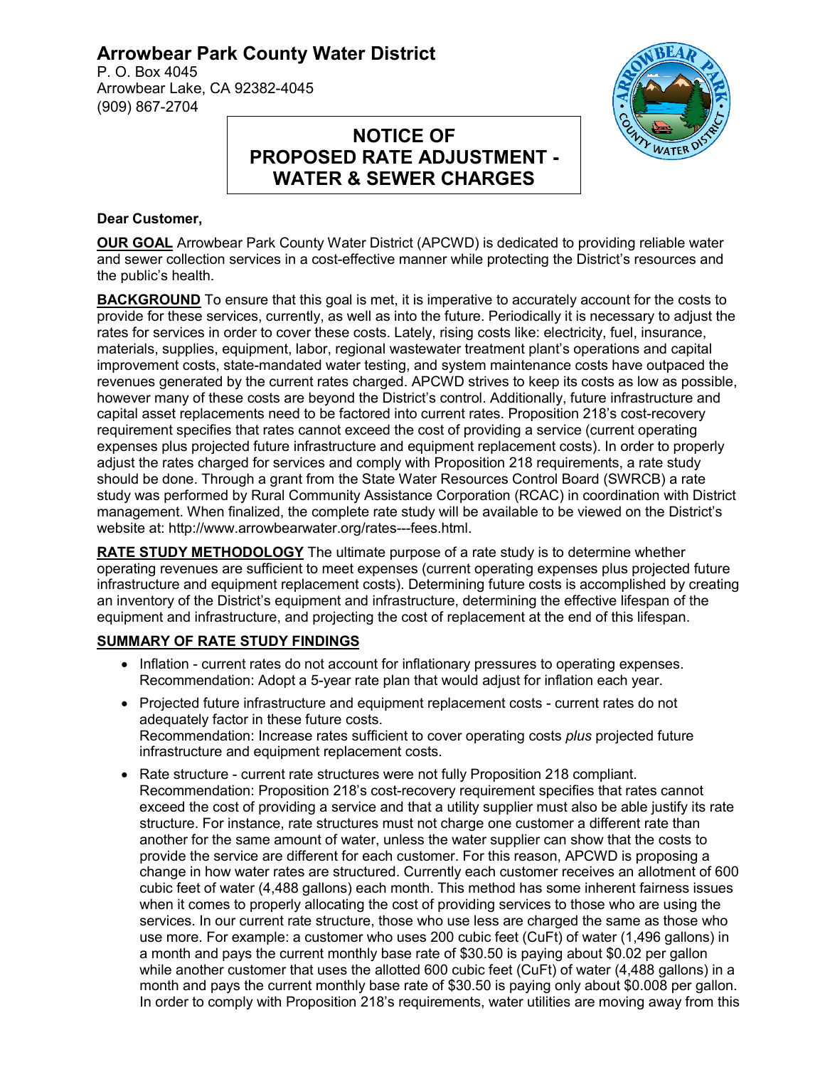# Arrowbear Park County Water District

P. O. Box 4045
Arrowbear Lake, CA 92382-4045
(909) 867-2704

## NOTICE OF PROPOSED RATE ADJUSTMENT - WATER & SEWER CHARGES

**Dear Customer,**

**OUR GOAL** Arrowbear Park County Water District (APCWD) is dedicated to providing reliable water and sewer collection services in a cost-effective manner while protecting the District's resources and the public's health.

**BACKGROUND** To ensure that this goal is met, it is imperative to accurately account for the costs to provide for these services, currently, as well as into the future. Periodically it is necessary to adjust the rates for services in order to cover these costs. Lately, rising costs like: electricity, fuel, insurance, materials, supplies, equipment, labor, regional wastewater treatment plant's operations and capital improvement costs, state-mandated water testing, and system maintenance costs have outpaced the revenues generated by the current rates charged. APCWD strives to keep its costs as low as possible, however many of these costs are beyond the District's control. Additionally, future infrastructure and capital asset replacements need to be factored into current rates. Proposition 218's cost-recovery requirement specifies that rates cannot exceed the cost of providing a service (current operating expenses plus projected future infrastructure and equipment replacement costs). In order to properly adjust the rates charged for services and comply with Proposition 218 requirements, a rate study should be done. Through a grant from the State Water Resources Control Board (SWRCB) a rate study was performed by Rural Community Assistance Corporation (RCAC) in coordination with District management. When finalized, the complete rate study will be available to be viewed on the District's website at: http://www.arrowbearwater.org/rates---fees.html.

**RATE STUDY METHODOLOGY** The ultimate purpose of a rate study is to determine whether operating revenues are sufficient to meet expenses (current operating expenses plus projected future infrastructure and equipment replacement costs). Determining future costs is accomplished by creating an inventory of the District's equipment and infrastructure, determining the effective lifespan of the equipment and infrastructure, and projecting the cost of replacement at the end of this lifespan.

**SUMMARY OF RATE STUDY FINDINGS**

- Inflation - current rates do not account for inflationary pressures to operating expenses. Recommendation: Adopt a 5-year rate plan that would adjust for inflation each year.
- Projected future infrastructure and equipment replacement costs - current rates do not adequately factor in these future costs.
  Recommendation: Increase rates sufficient to cover operating costs *plus* projected future infrastructure and equipment replacement costs.
- Rate structure - current rate structures were not fully Proposition 218 compliant.
  Recommendation: Proposition 218's cost-recovery requirement specifies that rates cannot exceed the cost of providing a service and that a utility supplier must also be able justify its rate structure. For instance, rate structures must not charge one customer a different rate than another for the same amount of water, unless the water supplier can show that the costs to provide the service are different for each customer. For this reason, APCWD is proposing a change in how water rates are structured. Currently each customer receives an allotment of 600 cubic feet of water (4,488 gallons) each month. This method has some inherent fairness issues when it comes to properly allocating the cost of providing services to those who are using the services. In our current rate structure, those who use less are charged the same as those who use more. For example: a customer who uses 200 cubic feet (CuFt) of water (1,496 gallons) in a month and pays the current monthly base rate of $30.50 is paying about $0.02 per gallon while another customer that uses the allotted 600 cubic feet (CuFt) of water (4,488 gallons) in a month and pays the current monthly base rate of $30.50 is paying only about $0.008 per gallon. In order to comply with Proposition 218's requirements, water utilities are moving away from this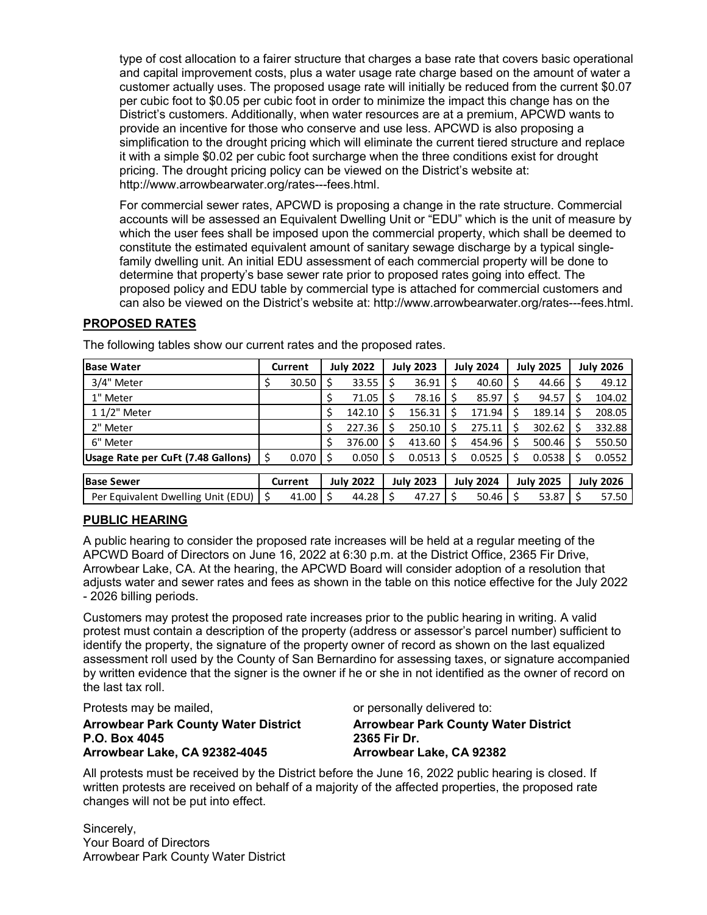type of cost allocation to a fairer structure that charges a base rate that covers basic operational and capital improvement costs, plus a water usage rate charge based on the amount of water a customer actually uses. The proposed usage rate will initially be reduced from the current $0.07 per cubic foot to $0.05 per cubic foot in order to minimize the impact this change has on the District's customers. Additionally, when water resources are at a premium, APCWD wants to provide an incentive for those who conserve and use less. APCWD is also proposing a simplification to the drought pricing which will eliminate the current tiered structure and replace it with a simple $0.02 per cubic foot surcharge when the three conditions exist for drought pricing. The drought pricing policy can be viewed on the District's website at: http://www.arrowbearwater.org/rates---fees.html.

For commercial sewer rates, APCWD is proposing a change in the rate structure. Commercial accounts will be assessed an Equivalent Dwelling Unit or "EDU" which is the unit of measure by which the user fees shall be imposed upon the commercial property, which shall be deemed to constitute the estimated equivalent amount of sanitary sewage discharge by a typical single-family dwelling unit. An initial EDU assessment of each commercial property will be done to determine that property's base sewer rate prior to proposed rates going into effect. The proposed policy and EDU table by commercial type is attached for commercial customers and can also be viewed on the District's website at: http://www.arrowbearwater.org/rates---fees.html.

## PROPOSED RATES

The following tables show our current rates and the proposed rates.

| **Base Water** | Current | July 2022 | July 2023 | July 2024 | July 2025 | July 2026 |
|---|---|---|---|---|---|---|
| 3/4" Meter | $ 30.50 | $ 33.55 | $ 36.91 | $ 40.60 | $ 44.66 | $ 49.12 |
| 1" Meter | | $ 71.05 | $ 78.16 | $ 85.97 | $ 94.57 | $ 104.02 |
| 1 1/2" Meter | | $ 142.10 | $ 156.31 | $ 171.94 | $ 189.14 | $ 208.05 |
| 2" Meter | | $ 227.36 | $ 250.10 | $ 275.11 | $ 302.62 | $ 332.88 |
| 6" Meter | | $ 376.00 | $ 413.60 | $ 454.96 | $ 500.46 | $ 550.50 |
| **Usage Rate per CuFt (7.48 Gallons)** | $ 0.070 | $ 0.050 | $ 0.0513 | $ 0.0525 | $ 0.0538 | $ 0.0552 |

| **Base Sewer** | Current | July 2022 | July 2023 | July 2024 | July 2025 | July 2026 |
|---|---|---|---|---|---|---|
| Per Equivalent Dwelling Unit (EDU) | $ 41.00 | $ 44.28 | $ 47.27 | $ 50.46 | $ 53.87 | $ 57.50 |

## PUBLIC HEARING

A public hearing to consider the proposed rate increases will be held at a regular meeting of the APCWD Board of Directors on June 16, 2022 at 6:30 p.m. at the District Office, 2365 Fir Drive, Arrowbear Lake, CA. At the hearing, the APCWD Board will consider adoption of a resolution that adjusts water and sewer rates and fees as shown in the table on this notice effective for the July 2022 - 2026 billing periods.

Customers may protest the proposed rate increases prior to the public hearing in writing. A valid protest must contain a description of the property (address or assessor's parcel number) sufficient to identify the property, the signature of the property owner of record as shown on the last equalized assessment roll used by the County of San Bernardino for assessing taxes, or signature accompanied by written evidence that the signer is the owner if he or she in not identified as the owner of record on the last tax roll.

Protests may be mailed,

**Arrowbear Park County Water District**
**P.O. Box 4045**
**Arrowbear Lake, CA 92382-4045**

or personally delivered to:

**Arrowbear Park County Water District**
**2365 Fir Dr.**
**Arrowbear Lake, CA 92382**

All protests must be received by the District before the June 16, 2022 public hearing is closed. If written protests are received on behalf of a majority of the affected properties, the proposed rate changes will not be put into effect.

Sincerely,
Your Board of Directors
Arrowbear Park County Water District